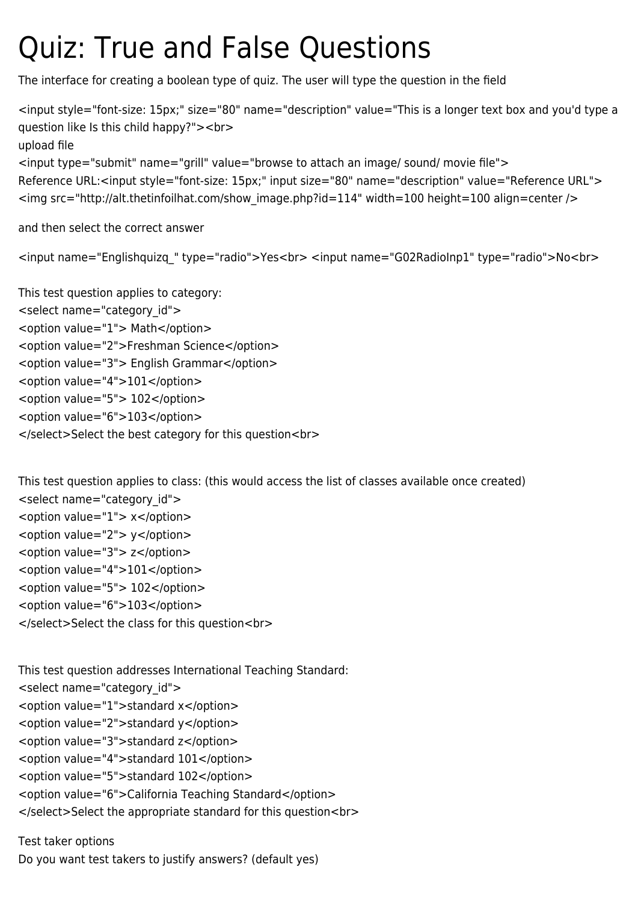# Quiz: True and False Questions

The interface for creating a boolean type of quiz. The user will type the question in the field

<input style="font-size: 15px;" size="80" name="description" value="This is a longer text box and you'd type a question like Is this child happy?"><br>
upload file
<input type="submit" name="grill" value="browse to attach an image/ sound/ movie file">
Reference URL:<input style="font-size: 15px;" input size="80" name="description" value="Reference URL">
<img src="http://alt.thetinfoilhat.com/show_image.php?id=114" width=100 height=100 align=center />

and then select the correct answer

<input name="Englishquizq_" type="radio">Yes<br> <input name="G02RadioInp1" type="radio">No<br>

This test question applies to category:
<select name="category_id">
<option value="1"> Math</option>
<option value="2">Freshman Science</option>
<option value="3"> English Grammar</option>
<option value="4">101</option>
<option value="5"> 102</option>
<option value="6">103</option>
</select>Select the best category for this question<br>

This test question applies to class: (this would access the list of classes available once created)
<select name="category_id">
<option value="1"> x</option>
<option value="2"> y</option>
<option value="3"> z</option>
<option value="4">101</option>
<option value="5"> 102</option>
<option value="6">103</option>
</select>Select the class for this question<br>

This test question addresses International Teaching Standard:
<select name="category_id">
<option value="1">standard x</option>
<option value="2">standard y</option>
<option value="3">standard z</option>
<option value="4">standard 101</option>
<option value="5">standard 102</option>
<option value="6">California Teaching Standard</option>
</select>Select the appropriate standard for this question<br>

Test taker options
Do you want test takers to justify answers? (default yes)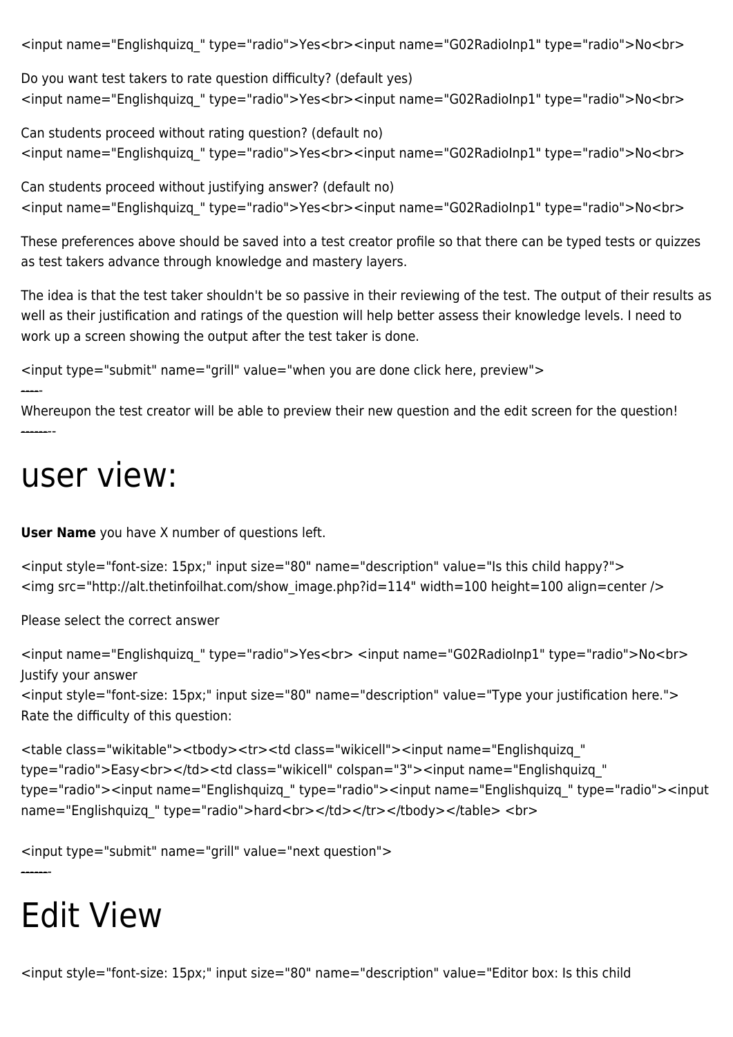<input name="Englishquizq_" type="radio">Yes<br><input name="G02RadioInp1" type="radio">No<br>

Do you want test takers to rate question difficulty? (default yes)
<input name="Englishquizq_" type="radio">Yes<br><input name="G02RadioInp1" type="radio">No<br>

Can students proceed without rating question? (default no)
<input name="Englishquizq_" type="radio">Yes<br><input name="G02RadioInp1" type="radio">No<br>

Can students proceed without justifying answer? (default no)
<input name="Englishquizq_" type="radio">Yes<br><input name="G02RadioInp1" type="radio">No<br>

These preferences above should be saved into a test creator profile so that there can be typed tests or quizzes as test takers advance through knowledge and mastery layers.

The idea is that the test taker shouldn't be so passive in their reviewing of the test. The output of their results as well as their justification and ratings of the question will help better assess their knowledge levels. I need to work up a screen showing the output after the test taker is done.

<input type="submit" name="grill" value="when you are done click here, preview">

-----

Whereupon the test creator will be able to preview their new question and the edit screen for the question!

--------

# user view:

**User Name** you have X number of questions left.

<input style="font-size: 15px;" input size="80" name="description" value="Is this child happy?">
<img src="http://alt.thetinfoilhat.com/show_image.php?id=114" width=100 height=100 align=center />

Please select the correct answer

<input name="Englishquizq_" type="radio">Yes<br> <input name="G02RadioInp1" type="radio">No<br>
Justify your answer
<input style="font-size: 15px;" input size="80" name="description" value="Type your justification here.">
Rate the difficulty of this question:

<table class="wikitable"><tbody><tr><td class="wikicell"><input name="Englishquizq_" type="radio">Easy<br></td><td class="wikicell" colspan="3"><input name="Englishquizq_" type="radio"><input name="Englishquizq_" type="radio"><input name="Englishquizq_" type="radio"><input name="Englishquizq_" type="radio">hard<br></td></tr></tbody></table> <br>

<input type="submit" name="grill" value="next question">

-------

# Edit View

<input style="font-size: 15px;" input size="80" name="description" value="Editor box: Is this child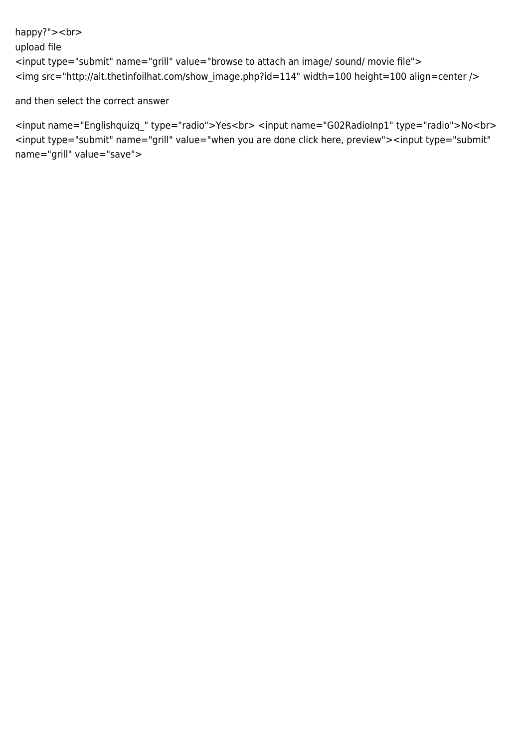happy?"><br>
upload file
<input type="submit" name="grill" value="browse to attach an image/ sound/ movie file">
<img src="http://alt.thetinfoilhat.com/show_image.php?id=114" width=100 height=100 align=center />

and then select the correct answer

<input name="Englishquizq_" type="radio">Yes<br> <input name="G02RadioInp1" type="radio">No<br>
<input type="submit" name="grill" value="when you are done click here, preview"><input type="submit" name="grill" value="save">